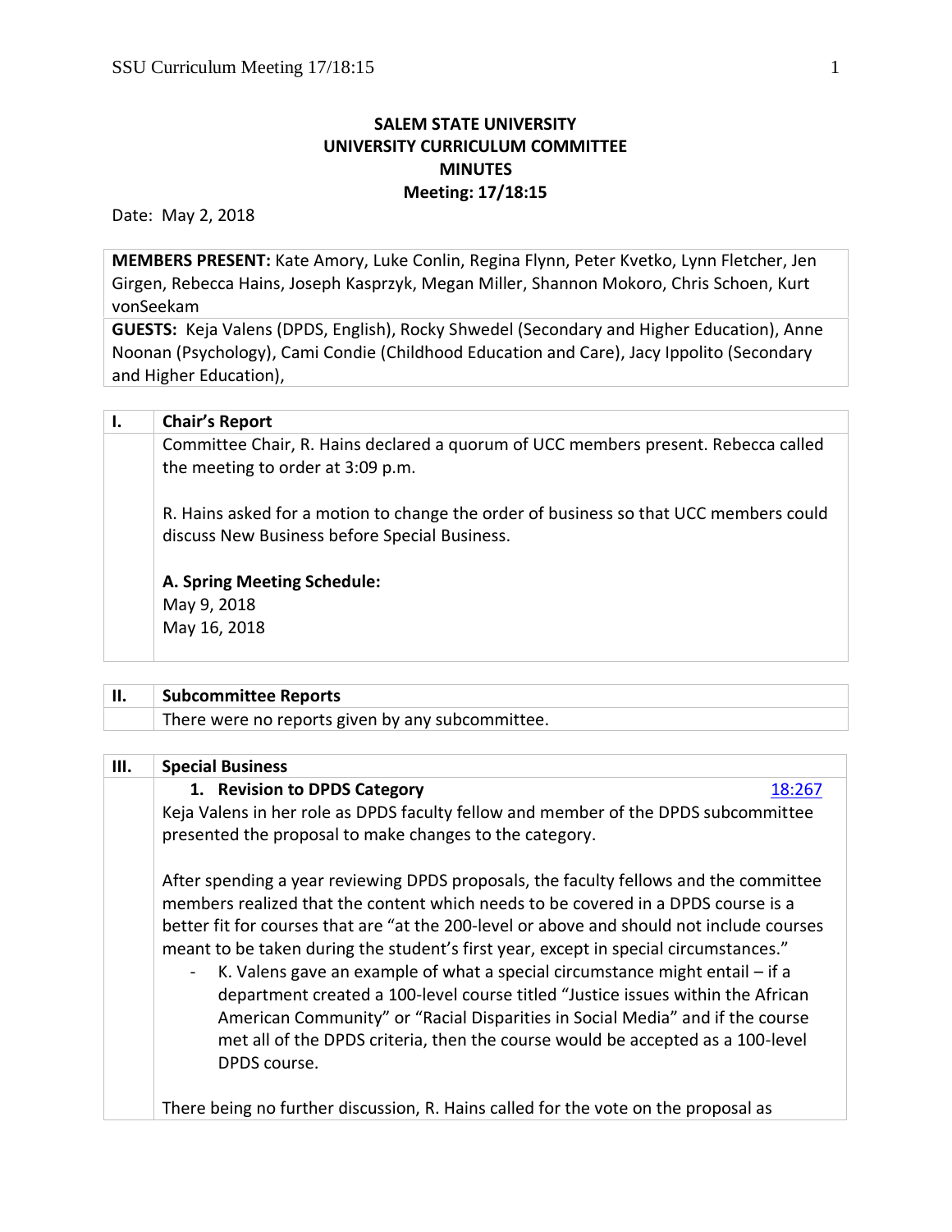**SALEM STATE UNIVERSITY**
**UNIVERSITY CURRICULUM COMMITTEE**
**MINUTES**
**Meeting: 17/18:15**

Date: May 2, 2018

**MEMBERS PRESENT:** Kate Amory, Luke Conlin, Regina Flynn, Peter Kvetko, Lynn Fletcher, Jen Girgen, Rebecca Hains, Joseph Kasprzyk, Megan Miller, Shannon Mokoro, Chris Schoen, Kurt vonSeekam

**GUESTS:** Keja Valens (DPDS, English), Rocky Shwedel (Secondary and Higher Education), Anne Noonan (Psychology), Cami Condie (Childhood Education and Care), Jacy Ippolito (Secondary and Higher Education),

## I. Chair's Report

Committee Chair, R. Hains declared a quorum of UCC members present. Rebecca called the meeting to order at 3:09 p.m.

R. Hains asked for a motion to change the order of business so that UCC members could discuss New Business before Special Business.

**A. Spring Meeting Schedule:**
May 9, 2018
May 16, 2018

## II. Subcommittee Reports

There were no reports given by any subcommittee.

## III. Special Business

**1. Revision to DPDS Category** [18:267]

Keja Valens in her role as DPDS faculty fellow and member of the DPDS subcommittee presented the proposal to make changes to the category.

After spending a year reviewing DPDS proposals, the faculty fellows and the committee members realized that the content which needs to be covered in a DPDS course is a better fit for courses that are "at the 200-level or above and should not include courses meant to be taken during the student's first year, except in special circumstances."

- K. Valens gave an example of what a special circumstance might entail – if a department created a 100-level course titled "Justice issues within the African American Community" or "Racial Disparities in Social Media" and if the course met all of the DPDS criteria, then the course would be accepted as a 100-level DPDS course.

There being no further discussion, R. Hains called for the vote on the proposal as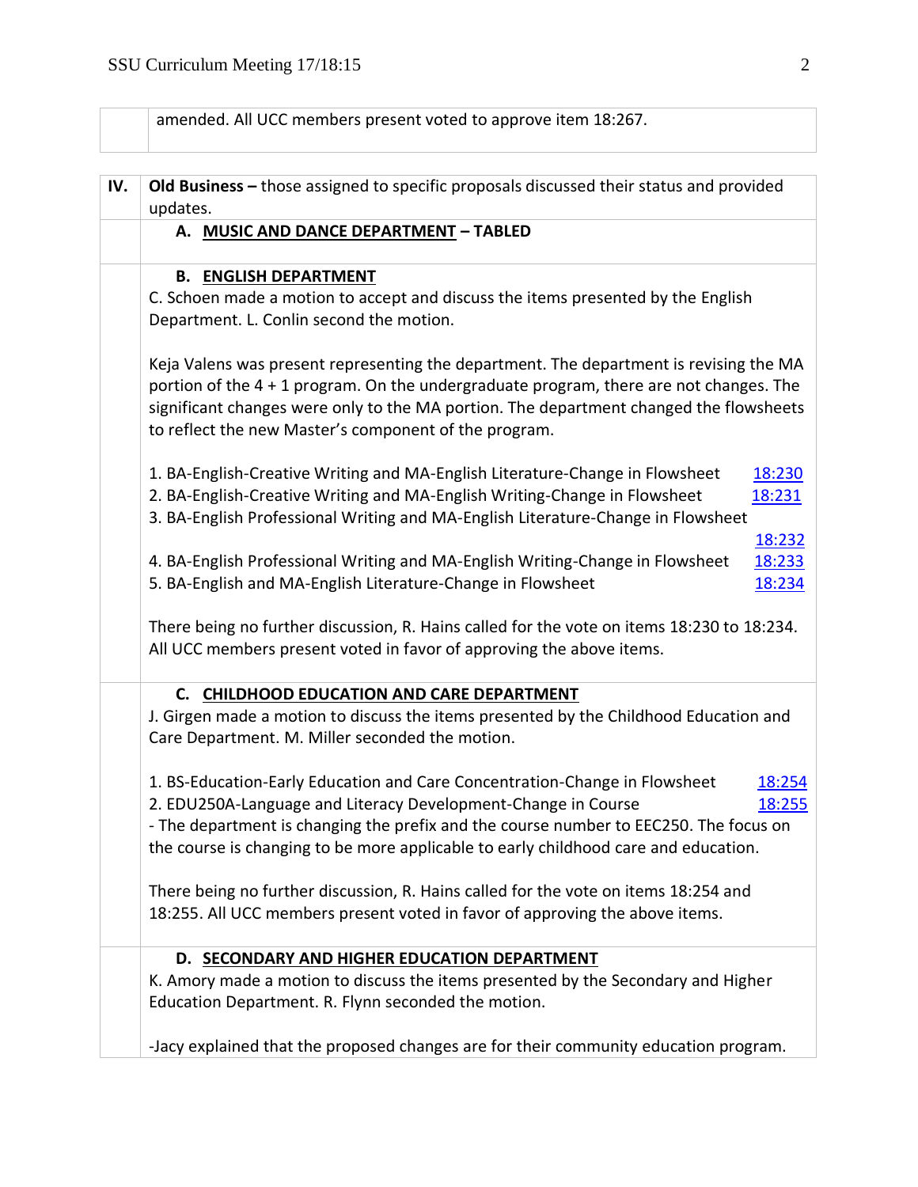amended. All UCC members present voted to approve item 18:267.

## IV. Old Business – those assigned to specific proposals discussed their status and provided updates.

### A. MUSIC AND DANCE DEPARTMENT – TABLED

### B. ENGLISH DEPARTMENT

C. Schoen made a motion to accept and discuss the items presented by the English Department. L. Conlin second the motion.

Keja Valens was present representing the department. The department is revising the MA portion of the 4 + 1 program. On the undergraduate program, there are not changes. The significant changes were only to the MA portion. The department changed the flowsheets to reflect the new Master's component of the program.

1. BA-English-Creative Writing and MA-English Literature-Change in Flowsheet 18:230
2. BA-English-Creative Writing and MA-English Writing-Change in Flowsheet 18:231
3. BA-English Professional Writing and MA-English Literature-Change in Flowsheet 18:232
4. BA-English Professional Writing and MA-English Writing-Change in Flowsheet 18:233
5. BA-English and MA-English Literature-Change in Flowsheet 18:234

There being no further discussion, R. Hains called for the vote on items 18:230 to 18:234. All UCC members present voted in favor of approving the above items.

### C. CHILDHOOD EDUCATION AND CARE DEPARTMENT

J. Girgen made a motion to discuss the items presented by the Childhood Education and Care Department. M. Miller seconded the motion.

1. BS-Education-Early Education and Care Concentration-Change in Flowsheet 18:254
2. EDU250A-Language and Literacy Development-Change in Course 18:255

- The department is changing the prefix and the course number to EEC250. The focus on the course is changing to be more applicable to early childhood care and education.

There being no further discussion, R. Hains called for the vote on items 18:254 and 18:255. All UCC members present voted in favor of approving the above items.

### D. SECONDARY AND HIGHER EDUCATION DEPARTMENT

K. Amory made a motion to discuss the items presented by the Secondary and Higher Education Department. R. Flynn seconded the motion.

-Jacy explained that the proposed changes are for their community education program.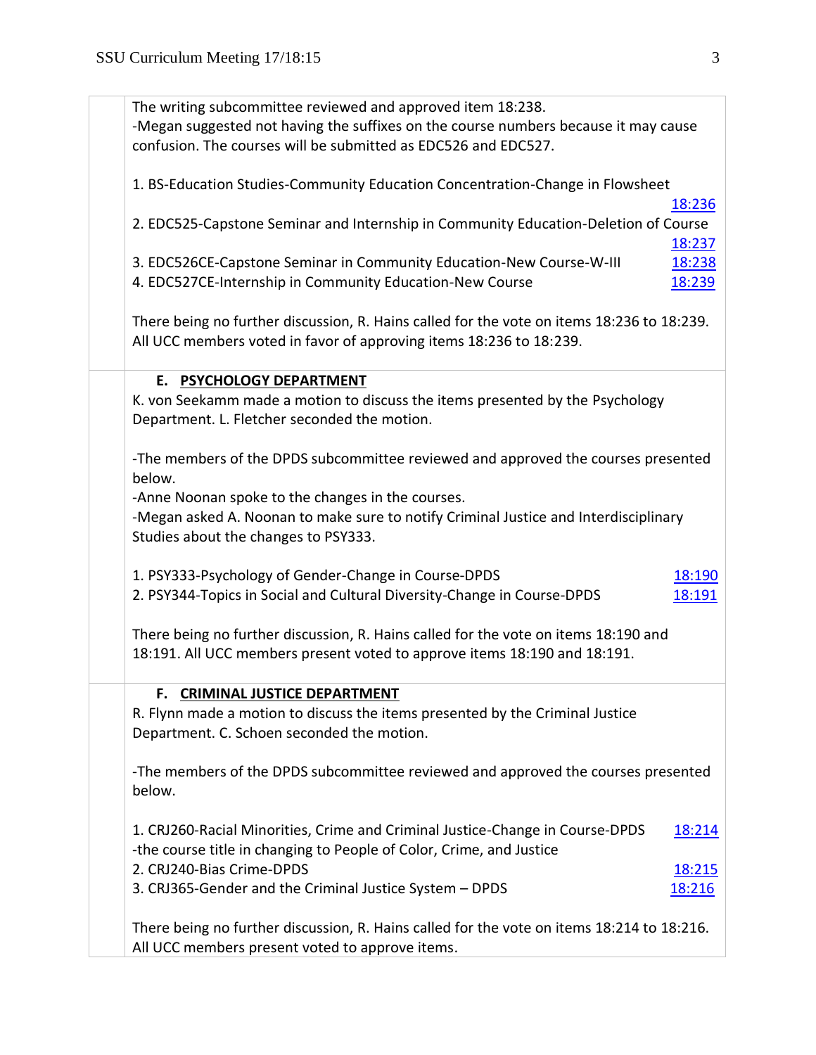The writing subcommittee reviewed and approved item 18:238.
-Megan suggested not having the suffixes on the course numbers because it may cause confusion. The courses will be submitted as EDC526 and EDC527.

1. BS-Education Studies-Community Education Concentration-Change in Flowsheet 18:236
2. EDC525-Capstone Seminar and Internship in Community Education-Deletion of Course 18:237
3. EDC526CE-Capstone Seminar in Community Education-New Course-W-III 18:238
4. EDC527CE-Internship in Community Education-New Course 18:239

There being no further discussion, R. Hains called for the vote on items 18:236 to 18:239. All UCC members voted in favor of approving items 18:236 to 18:239.

### E. PSYCHOLOGY DEPARTMENT

K. von Seekamm made a motion to discuss the items presented by the Psychology Department. L. Fletcher seconded the motion.

-The members of the DPDS subcommittee reviewed and approved the courses presented below.
-Anne Noonan spoke to the changes in the courses.
-Megan asked A. Noonan to make sure to notify Criminal Justice and Interdisciplinary Studies about the changes to PSY333.

1. PSY333-Psychology of Gender-Change in Course-DPDS 18:190
2. PSY344-Topics in Social and Cultural Diversity-Change in Course-DPDS 18:191

There being no further discussion, R. Hains called for the vote on items 18:190 and 18:191. All UCC members present voted to approve items 18:190 and 18:191.

### F. CRIMINAL JUSTICE DEPARTMENT

R. Flynn made a motion to discuss the items presented by the Criminal Justice Department. C. Schoen seconded the motion.

-The members of the DPDS subcommittee reviewed and approved the courses presented below.

1. CRJ260-Racial Minorities, Crime and Criminal Justice-Change in Course-DPDS 18:214
-the course title in changing to People of Color, Crime, and Justice
2. CRJ240-Bias Crime-DPDS 18:215
3. CRJ365-Gender and the Criminal Justice System – DPDS 18:216

There being no further discussion, R. Hains called for the vote on items 18:214 to 18:216. All UCC members present voted to approve items.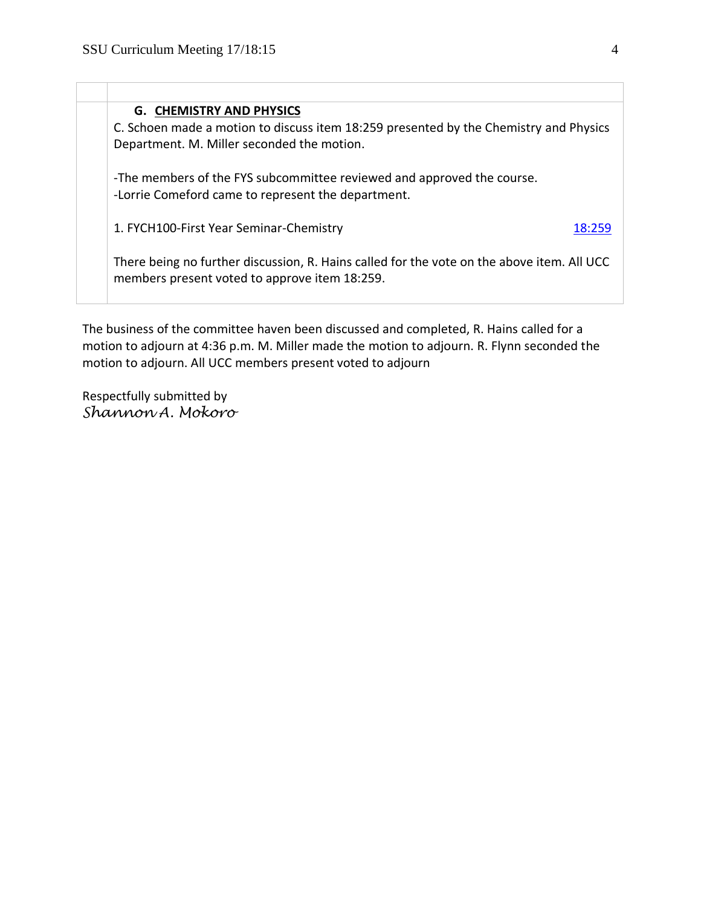**G. CHEMISTRY AND PHYSICS**

C. Schoen made a motion to discuss item 18:259 presented by the Chemistry and Physics Department. M. Miller seconded the motion.

-The members of the FYS subcommittee reviewed and approved the course.
-Lorrie Comeford came to represent the department.

1. FYCH100-First Year Seminar-Chemistry 18:259

There being no further discussion, R. Hains called for the vote on the above item. All UCC members present voted to approve item 18:259.

The business of the committee haven been discussed and completed, R. Hains called for a motion to adjourn at 4:36 p.m. M. Miller made the motion to adjourn. R. Flynn seconded the motion to adjourn. All UCC members present voted to adjourn

Respectfully submitted by
*Shannon A. Mokoro*